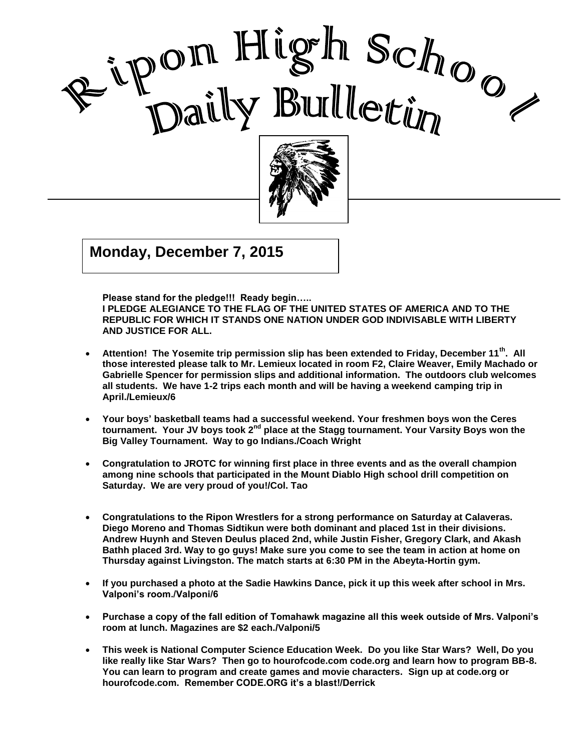# Ripon High School Daily Bulletin

## Monday, December 7, 2015

**Please stand for the pledge!!! Ready begin…..**
**I PLEDGE ALEGIANCE TO THE FLAG OF THE UNITED STATES OF AMERICA AND TO THE REPUBLIC FOR WHICH IT STANDS ONE NATION UNDER GOD INDIVISABLE WITH LIBERTY AND JUSTICE FOR ALL.**

- **Attention! The Yosemite trip permission slip has been extended to Friday, December 11th. All those interested please talk to Mr. Lemieux located in room F2, Claire Weaver, Emily Machado or Gabrielle Spencer for permission slips and additional information. The outdoors club welcomes all students. We have 1-2 trips each month and will be having a weekend camping trip in April./Lemieux/6**

- **Your boys' basketball teams had a successful weekend. Your freshmen boys won the Ceres tournament. Your JV boys took 2nd place at the Stagg tournament. Your Varsity Boys won the Big Valley Tournament. Way to go Indians./Coach Wright**

- **Congratulation to JROTC for winning first place in three events and as the overall champion among nine schools that participated in the Mount Diablo High school drill competition on Saturday. We are very proud of you!/Col. Tao**

- **Congratulations to the Ripon Wrestlers for a strong performance on Saturday at Calaveras. Diego Moreno and Thomas Sidtikun were both dominant and placed 1st in their divisions. Andrew Huynh and Steven Deulus placed 2nd, while Justin Fisher, Gregory Clark, and Akash Bathh placed 3rd. Way to go guys! Make sure you come to see the team in action at home on Thursday against Livingston. The match starts at 6:30 PM in the Abeyta-Hortin gym.**

- **If you purchased a photo at the Sadie Hawkins Dance, pick it up this week after school in Mrs. Valponi's room./Valponi/6**

- **Purchase a copy of the fall edition of Tomahawk magazine all this week outside of Mrs. Valponi's room at lunch. Magazines are $2 each./Valponi/5**

- **This week is National Computer Science Education Week. Do you like Star Wars? Well, Do you like really like Star Wars? Then go to hourofcode.com code.org and learn how to program BB-8. You can learn to program and create games and movie characters. Sign up at code.org or hourofcode.com. Remember CODE.ORG it's a blast!/Derrick**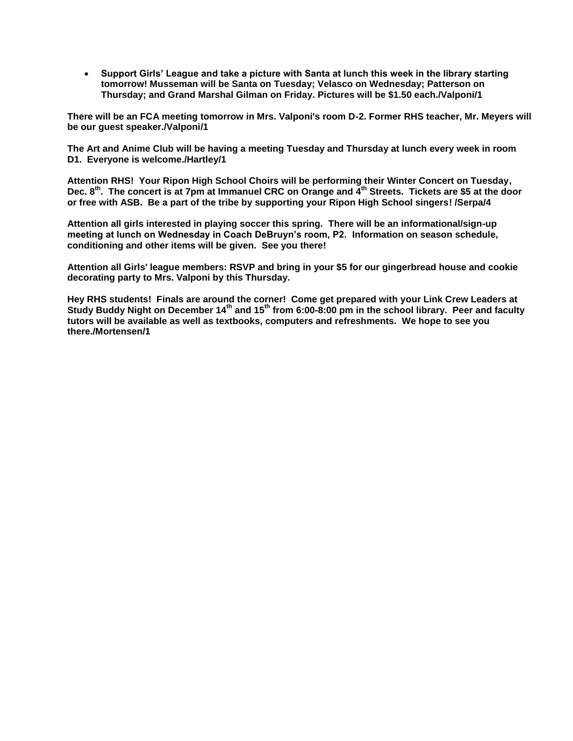- **Support Girls' League and take a picture with Santa at lunch this week in the library starting tomorrow! Musseman will be Santa on Tuesday; Velasco on Wednesday; Patterson on Thursday; and Grand Marshal Gilman on Friday. Pictures will be $1.50 each./Valponi/1**

**There will be an FCA meeting tomorrow in Mrs. Valponi's room D-2. Former RHS teacher, Mr. Meyers will be our guest speaker./Valponi/1**

**The Art and Anime Club will be having a meeting Tuesday and Thursday at lunch every week in room D1. Everyone is welcome./Hartley/1**

**Attention RHS! Your Ripon High School Choirs will be performing their Winter Concert on Tuesday, Dec. 8th. The concert is at 7pm at Immanuel CRC on Orange and 4th Streets. Tickets are $5 at the door or free with ASB. Be a part of the tribe by supporting your Ripon High School singers! /Serpa/4**

**Attention all girls interested in playing soccer this spring. There will be an informational/sign-up meeting at lunch on Wednesday in Coach DeBruyn's room, P2. Information on season schedule, conditioning and other items will be given. See you there!**

**Attention all Girls' league members: RSVP and bring in your $5 for our gingerbread house and cookie decorating party to Mrs. Valponi by this Thursday.**

**Hey RHS students! Finals are around the corner! Come get prepared with your Link Crew Leaders at Study Buddy Night on December 14th and 15th from 6:00-8:00 pm in the school library. Peer and faculty tutors will be available as well as textbooks, computers and refreshments. We hope to see you there./Mortensen/1**